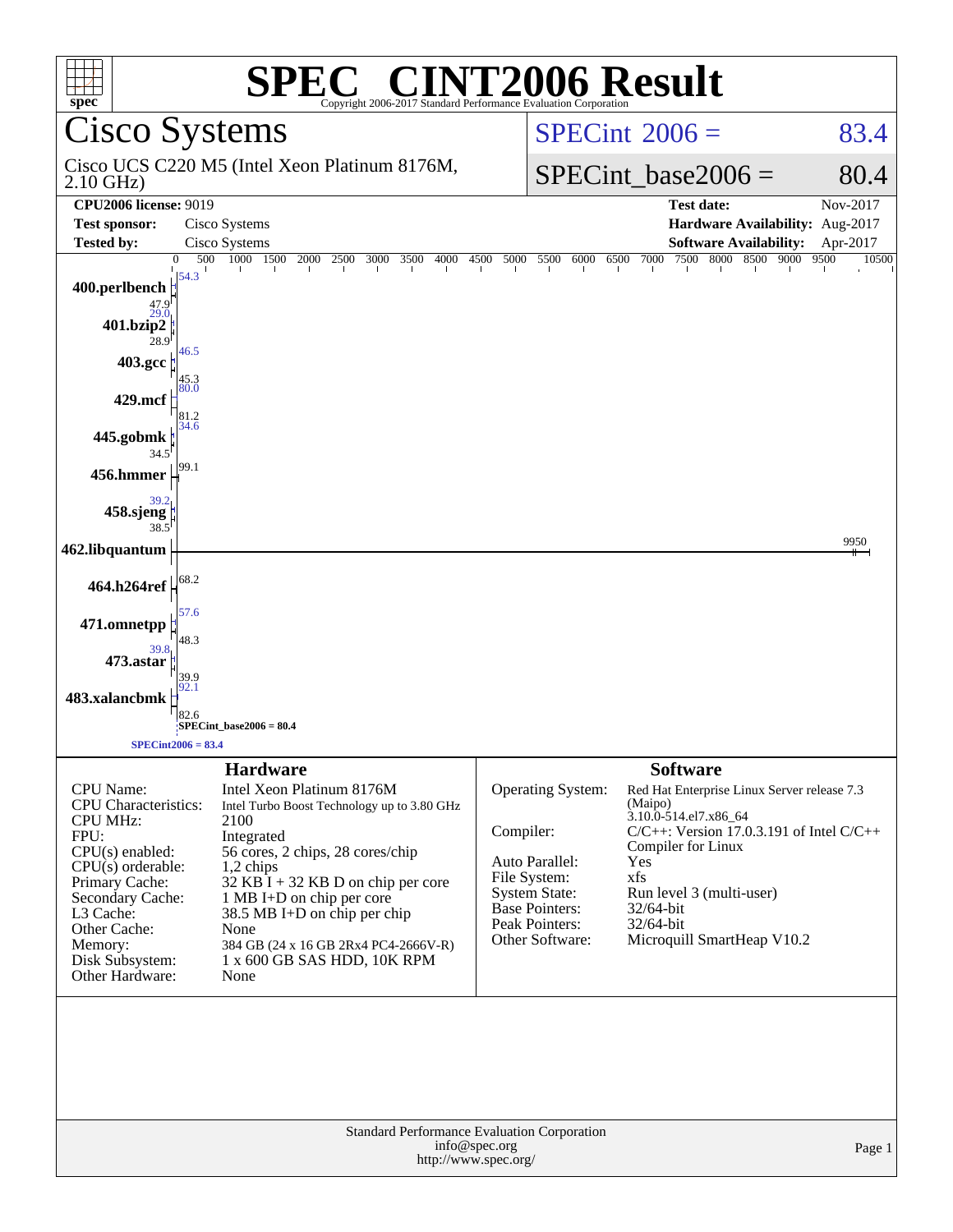# SPEC® CINT2006 Result

Copyright 2006-2017 Standard Performance Evaluation Corporation

## Cisco Systems

Cisco UCS C220 M5 (Intel Xeon Platinum 8176M, 2.10 GHz)

SPECint_2006 = 83.4

SPECint_base2006 = 80.4

| | | | |
|---|---|---|---|
| **CPU2006 license:** 9019 | | **Test date:** | Nov-2017 |
| **Test sponsor:** | Cisco Systems | **Hardware Availability:** | Aug-2017 |
| **Tested by:** | Cisco Systems | **Software Availability:** | Apr-2017 |

| Benchmark | Peak | Base |
|---|---|---|
| 400.perlbench | 54.3 | 47.9 |
| 401.bzip2 | 29.0 | 28.9 |
| 403.gcc | 46.5 | 45.3 |
| 429.mcf | 80.0 | 81.2 |
| 445.gobmk | 34.6 | 34.5 |
| 456.hmmer | | 99.1 |
| 458.sjeng | 39.2 | 38.5 |
| 462.libquantum | | 9950 |
| 464.h264ref | | 68.2 |
| 471.omnetpp | 57.6 | 48.3 |
| 473.astar | 39.8 | 39.9 |
| 483.xalancbmk | 92.1 | 82.6 |

SPECint_base2006 = 80.4

SPECint2006 = 83.4

### Hardware

| | |
|---|---|
| CPU Name: | Intel Xeon Platinum 8176M |
| CPU Characteristics: | Intel Turbo Boost Technology up to 3.80 GHz |
| CPU MHz: | 2100 |
| FPU: | Integrated |
| CPU(s) enabled: | 56 cores, 2 chips, 28 cores/chip |
| CPU(s) orderable: | 1,2 chips |
| Primary Cache: | 32 KB I + 32 KB D on chip per core |
| Secondary Cache: | 1 MB I+D on chip per core |
| L3 Cache: | 38.5 MB I+D on chip per chip |
| Other Cache: | None |
| Memory: | 384 GB (24 x 16 GB 2Rx4 PC4-2666V-R) |
| Disk Subsystem: | 1 x 600 GB SAS HDD, 10K RPM |
| Other Hardware: | None |

### Software

| | |
|---|---|
| Operating System: | Red Hat Enterprise Linux Server release 7.3 (Maipo) 3.10.0-514.el7.x86_64 |
| Compiler: | C/C++: Version 17.0.3.191 of Intel C/C++ Compiler for Linux |
| Auto Parallel: | Yes |
| File System: | xfs |
| System State: | Run level 3 (multi-user) |
| Base Pointers: | 32/64-bit |
| Peak Pointers: | 32/64-bit |
| Other Software: | Microquill SmartHeap V10.2 |

Standard Performance Evaluation Corporation
info@spec.org
http://www.spec.org/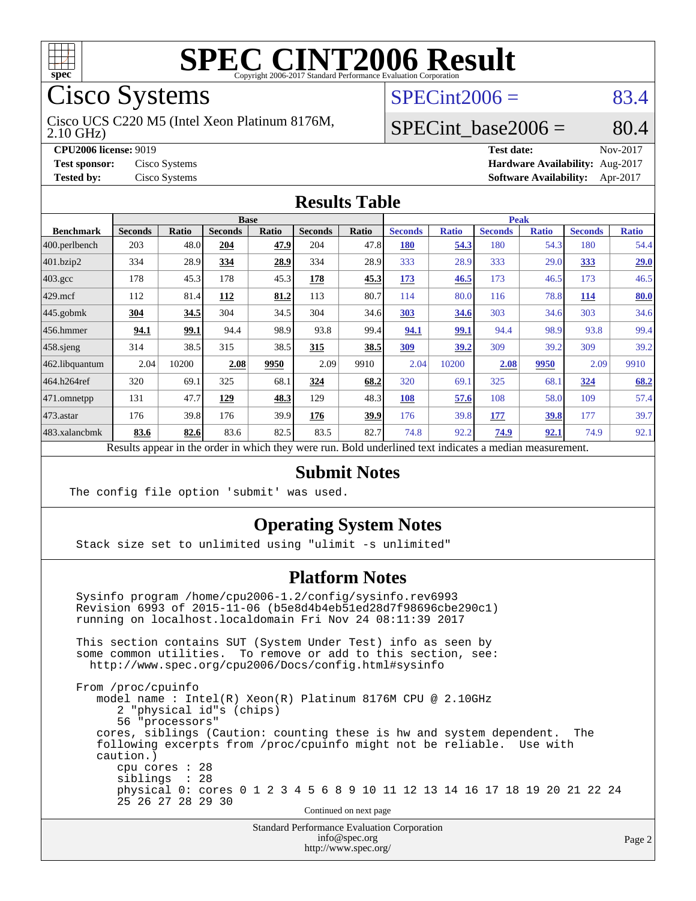# SPEC CINT2006 Result

Copyright 2006-2017 Standard Performance Evaluation Corporation

## Cisco Systems

Cisco UCS C220 M5 (Intel Xeon Platinum 8176M, 2.10 GHz)

SPECint2006 = 83.4

SPECint_base2006 = 80.4

| | | | |
|---|---|---|---|
| **CPU2006 license:** 9019 | | **Test date:** | Nov-2017 |
| **Test sponsor:** | Cisco Systems | **Hardware Availability:** | Aug-2017 |
| **Tested by:** | Cisco Systems | **Software Availability:** | Apr-2017 |

## Results Table

| Benchmark | Base | | | | | | Peak | | | | | |
|---|---|---|---|---|---|---|---|---|---|---|---|---|
| | Seconds | Ratio | Seconds | Ratio | Seconds | Ratio | Seconds | Ratio | Seconds | Ratio | Seconds | Ratio |
| 400.perlbench | 203 | 48.0 | **204** | **47.9** | 204 | 47.8 | **180** | **54.3** | 180 | 54.3 | 180 | 54.4 |
| 401.bzip2 | 334 | 28.9 | **334** | **28.9** | 334 | 28.9 | 333 | 28.9 | 333 | 29.0 | **333** | **29.0** |
| 403.gcc | 178 | 45.3 | 178 | 45.3 | **178** | **45.3** | **173** | **46.5** | 173 | 46.5 | 173 | 46.5 |
| 429.mcf | 112 | 81.4 | **112** | **81.2** | 113 | 80.7 | 114 | 80.0 | 116 | 78.8 | **114** | **80.0** |
| 445.gobmk | **304** | **34.5** | 304 | 34.5 | 304 | 34.6 | **303** | **34.6** | 303 | 34.6 | 303 | 34.6 |
| 456.hmmer | **94.1** | **99.1** | 94.4 | 98.9 | 93.8 | 99.4 | **94.1** | **99.1** | 94.4 | 98.9 | 93.8 | 99.4 |
| 458.sjeng | 314 | 38.5 | 315 | 38.5 | **315** | **38.5** | **309** | **39.2** | 309 | 39.2 | 309 | 39.2 |
| 462.libquantum | 2.04 | 10200 | **2.08** | **9950** | 2.09 | 9910 | 2.04 | 10200 | **2.08** | **9950** | 2.09 | 9910 |
| 464.h264ref | 320 | 69.1 | 325 | 68.1 | **324** | **68.2** | 320 | 69.1 | 325 | 68.1 | **324** | **68.2** |
| 471.omnetpp | 131 | 47.7 | **129** | **48.3** | 129 | 48.3 | **108** | **57.6** | 108 | 58.0 | 109 | 57.4 |
| 473.astar | 176 | 39.8 | 176 | 39.9 | **176** | **39.9** | 176 | 39.8 | **177** | **39.8** | 177 | 39.7 |
| 483.xalancbmk | **83.6** | **82.6** | 83.6 | 82.5 | 83.5 | 82.7 | 74.8 | 92.2 | **74.9** | **92.1** | 74.9 | 92.1 |

Results appear in the order in which they were run. Bold underlined text indicates a median measurement.

## Submit Notes

```
The config file option 'submit' was used.
```

## Operating System Notes

```
Stack size set to unlimited using "ulimit -s unlimited"
```

## Platform Notes

```
Sysinfo program /home/cpu2006-1.2/config/sysinfo.rev6993
Revision 6993 of 2015-11-06 (b5e8d4b4eb51ed28d7f98696cbe290c1)
running on localhost.localdomain Fri Nov 24 08:11:39 2017

This section contains SUT (System Under Test) info as seen by
some common utilities.  To remove or add to this section, see:
  http://www.spec.org/cpu2006/Docs/config.html#sysinfo

From /proc/cpuinfo
   model name : Intel(R) Xeon(R) Platinum 8176M CPU @ 2.10GHz
      2 "physical id"s (chips)
      56 "processors"
   cores, siblings (Caution: counting these is hw and system dependent.  The
   following excerpts from /proc/cpuinfo might not be reliable.  Use with
   caution.)
      cpu cores : 28
      siblings  : 28
      physical 0: cores 0 1 2 3 4 5 6 8 9 10 11 12 13 14 16 17 18 19 20 21 22 24
      25 26 27 28 29 30
```

Continued on next page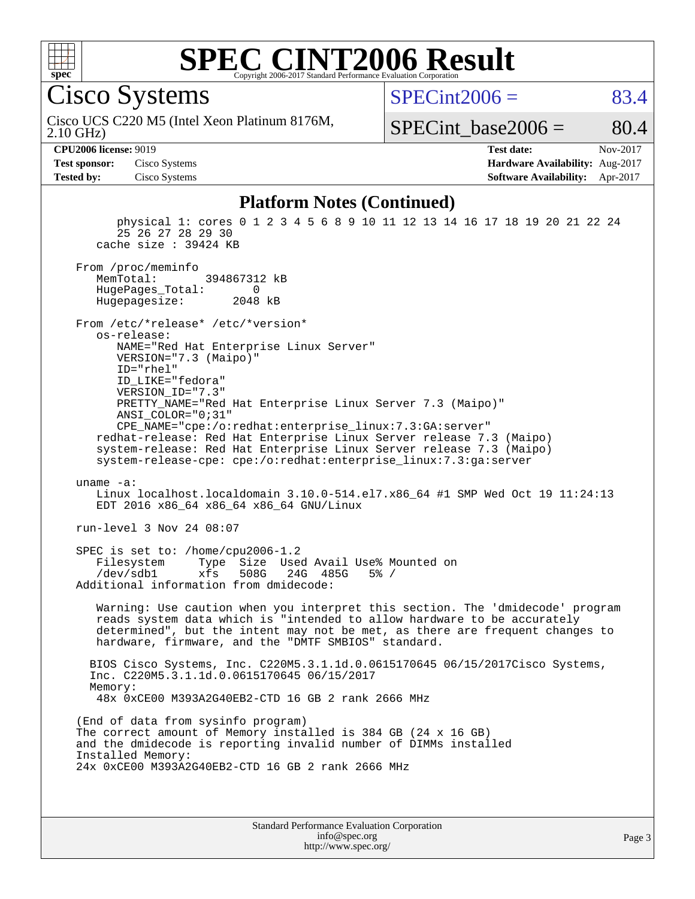## Platform Notes (Continued)

```
        physical 1: cores 0 1 2 3 4 5 6 8 9 10 11 12 13 14 16 17 18 19 20 21 22 24
        25 26 27 28 29 30
     cache size : 39424 KB

   From /proc/meminfo
      MemTotal:        394867312 kB
      HugePages_Total:       0
      Hugepagesize:       2048 kB

   From /etc/*release* /etc/*version*
      os-release:
         NAME="Red Hat Enterprise Linux Server"
         VERSION="7.3 (Maipo)"
         ID="rhel"
         ID_LIKE="fedora"
         VERSION_ID="7.3"
         PRETTY_NAME="Red Hat Enterprise Linux Server 7.3 (Maipo)"
         ANSI_COLOR="0;31"
         CPE_NAME="cpe:/o:redhat:enterprise_linux:7.3:GA:server"
      redhat-release: Red Hat Enterprise Linux Server release 7.3 (Maipo)
      system-release: Red Hat Enterprise Linux Server release 7.3 (Maipo)
      system-release-cpe: cpe:/o:redhat:enterprise_linux:7.3:ga:server

   uname -a:
      Linux localhost.localdomain 3.10.0-514.el7.x86_64 #1 SMP Wed Oct 19 11:24:13
      EDT 2016 x86_64 x86_64 x86_64 GNU/Linux

   run-level 3 Nov 24 08:07

   SPEC is set to: /home/cpu2006-1.2
      Filesystem     Type  Size  Used Avail Use% Mounted on
      /dev/sdb1      xfs   508G   24G  485G   5% /
   Additional information from dmidecode:

      Warning: Use caution when you interpret this section. The 'dmidecode' program
      reads system data which is "intended to allow hardware to be accurately
      determined", but the intent may not be met, as there are frequent changes to
      hardware, firmware, and the "DMTF SMBIOS" standard.

     BIOS Cisco Systems, Inc. C220M5.3.1.1d.0.0615170645 06/15/2017Cisco Systems,
     Inc. C220M5.3.1.1d.0.0615170645 06/15/2017
     Memory:
      48x 0xCE00 M393A2G40EB2-CTD 16 GB 2 rank 2666 MHz

   (End of data from sysinfo program)
   The correct amount of Memory installed is 384 GB (24 x 16 GB)
   and the dmidecode is reporting invalid number of DIMMs installed
   Installed Memory:
   24x 0xCE00 M393A2G40EB2-CTD 16 GB 2 rank 2666 MHz
```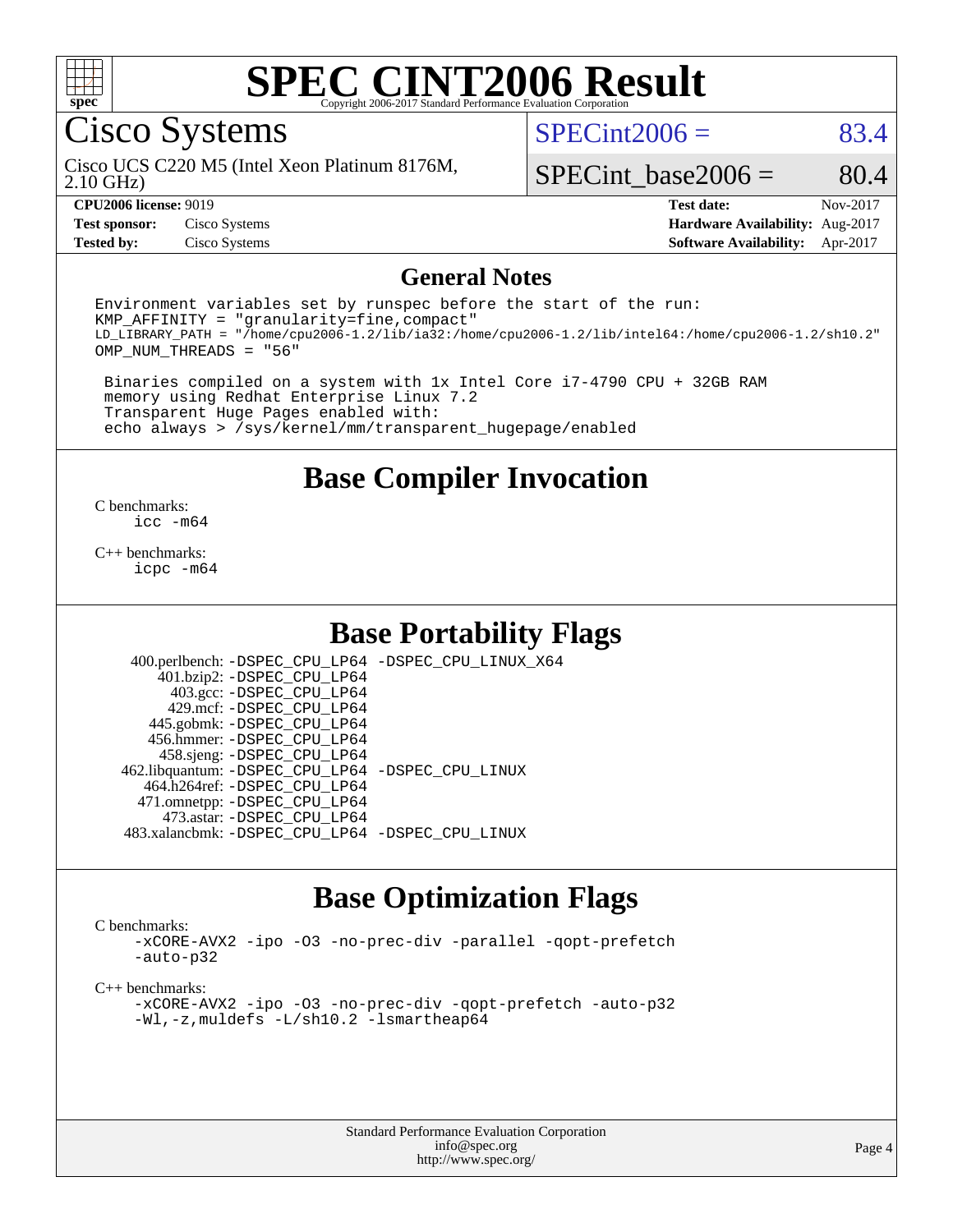# SPEC CINT2006 Result

Copyright 2006-2017 Standard Performance Evaluation Corporation

## Cisco Systems

Cisco UCS C220 M5 (Intel Xeon Platinum 8176M, 2.10 GHz)

SPECint2006 = 83.4

SPECint_base2006 = 80.4

**CPU2006 license:** 9019
**Test sponsor:** Cisco Systems
**Tested by:** Cisco Systems

**Test date:** Nov-2017
**Hardware Availability:** Aug-2017
**Software Availability:** Apr-2017

## General Notes

```
Environment variables set by runspec before the start of the run:
KMP_AFFINITY = "granularity=fine,compact"
LD_LIBRARY_PATH = "/home/cpu2006-1.2/lib/ia32:/home/cpu2006-1.2/lib/intel64:/home/cpu2006-1.2/sh10.2"
OMP_NUM_THREADS = "56"

 Binaries compiled on a system with 1x Intel Core i7-4790 CPU + 32GB RAM
 memory using Redhat Enterprise Linux 7.2
 Transparent Huge Pages enabled with:
 echo always > /sys/kernel/mm/transparent_hugepage/enabled
```

## Base Compiler Invocation

C benchmarks:
icc -m64

C++ benchmarks:
icpc -m64

## Base Portability Flags

400.perlbench: -DSPEC_CPU_LP64 -DSPEC_CPU_LINUX_X64
401.bzip2: -DSPEC_CPU_LP64
403.gcc: -DSPEC_CPU_LP64
429.mcf: -DSPEC_CPU_LP64
445.gobmk: -DSPEC_CPU_LP64
456.hmmer: -DSPEC_CPU_LP64
458.sjeng: -DSPEC_CPU_LP64
462.libquantum: -DSPEC_CPU_LP64 -DSPEC_CPU_LINUX
464.h264ref: -DSPEC_CPU_LP64
471.omnetpp: -DSPEC_CPU_LP64
473.astar: -DSPEC_CPU_LP64
483.xalancbmk: -DSPEC_CPU_LP64 -DSPEC_CPU_LINUX

## Base Optimization Flags

C benchmarks:
-xCORE-AVX2 -ipo -O3 -no-prec-div -parallel -qopt-prefetch -auto-p32

C++ benchmarks:
-xCORE-AVX2 -ipo -O3 -no-prec-div -qopt-prefetch -auto-p32 -Wl,-z,muldefs -L/sh10.2 -lsmartheap64

Standard Performance Evaluation Corporation
info@spec.org
http://www.spec.org/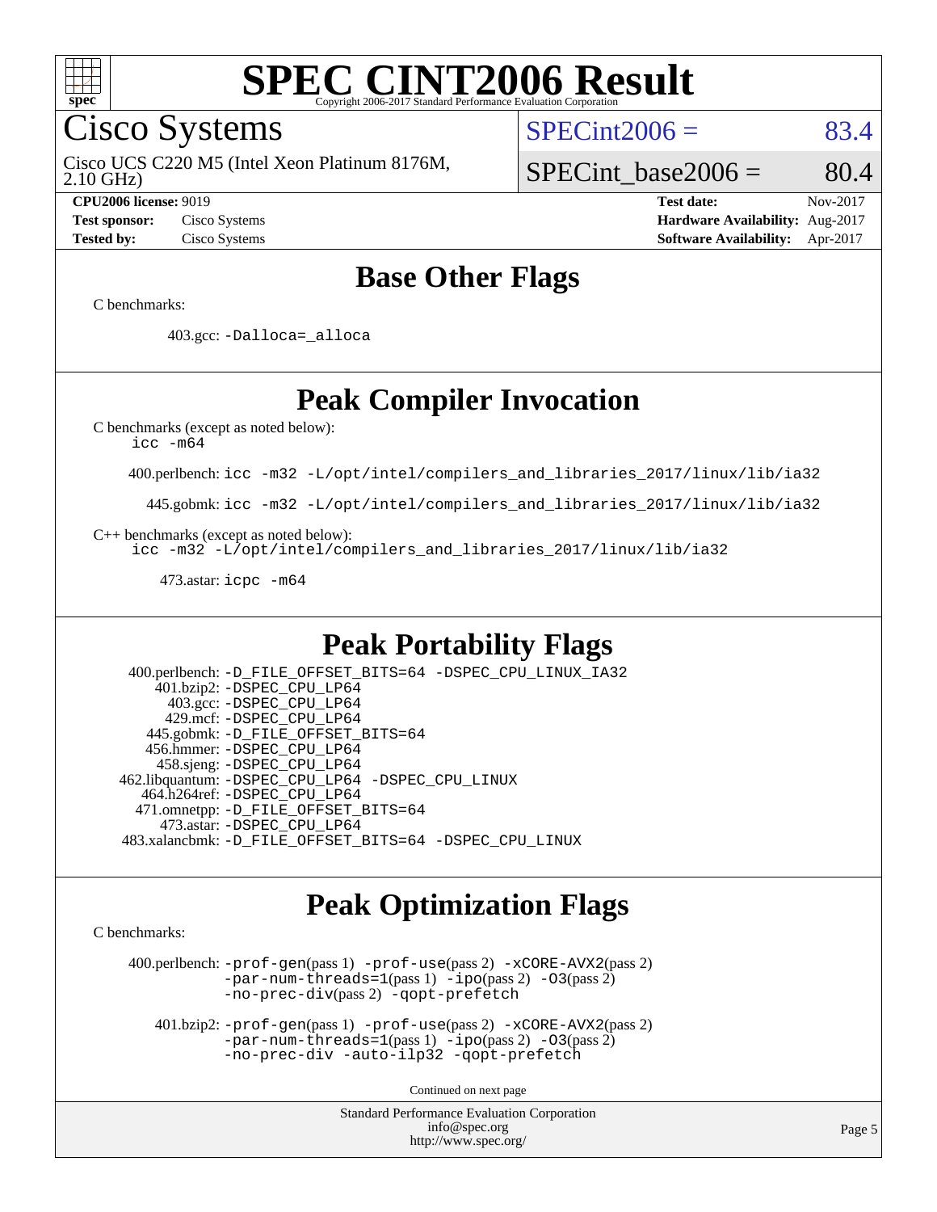# SPEC CINT2006 Result

Copyright 2006-2017 Standard Performance Evaluation Corporation

## Cisco Systems

Cisco UCS C220 M5 (Intel Xeon Platinum 8176M, 2.10 GHz)

SPECint2006 = 83.4

SPECint_base2006 = 80.4

**CPU2006 license:** 9019
**Test sponsor:** Cisco Systems
**Tested by:** Cisco Systems

**Test date:** Nov-2017
**Hardware Availability:** Aug-2017
**Software Availability:** Apr-2017

## Base Other Flags

C benchmarks:

403.gcc: -Dalloca=_alloca

## Peak Compiler Invocation

C benchmarks (except as noted below):
icc -m64

400.perlbench: icc -m32 -L/opt/intel/compilers_and_libraries_2017/linux/lib/ia32

445.gobmk: icc -m32 -L/opt/intel/compilers_and_libraries_2017/linux/lib/ia32

C++ benchmarks (except as noted below):
icc -m32 -L/opt/intel/compilers_and_libraries_2017/linux/lib/ia32

473.astar: icpc -m64

## Peak Portability Flags

400.perlbench: -D_FILE_OFFSET_BITS=64 -DSPEC_CPU_LINUX_IA32
401.bzip2: -DSPEC_CPU_LP64
403.gcc: -DSPEC_CPU_LP64
429.mcf: -DSPEC_CPU_LP64
445.gobmk: -D_FILE_OFFSET_BITS=64
456.hmmer: -DSPEC_CPU_LP64
458.sjeng: -DSPEC_CPU_LP64
462.libquantum: -DSPEC_CPU_LP64 -DSPEC_CPU_LINUX
464.h264ref: -DSPEC_CPU_LP64
471.omnetpp: -D_FILE_OFFSET_BITS=64
473.astar: -DSPEC_CPU_LP64
483.xalancbmk: -D_FILE_OFFSET_BITS=64 -DSPEC_CPU_LINUX

## Peak Optimization Flags

C benchmarks:

400.perlbench: -prof-gen(pass 1) -prof-use(pass 2) -xCORE-AVX2(pass 2) -par-num-threads=1(pass 1) -ipo(pass 2) -O3(pass 2) -no-prec-div(pass 2) -qopt-prefetch

401.bzip2: -prof-gen(pass 1) -prof-use(pass 2) -xCORE-AVX2(pass 2) -par-num-threads=1(pass 1) -ipo(pass 2) -O3(pass 2) -no-prec-div -auto-ilp32 -qopt-prefetch

Continued on next page

Standard Performance Evaluation Corporation
info@spec.org
http://www.spec.org/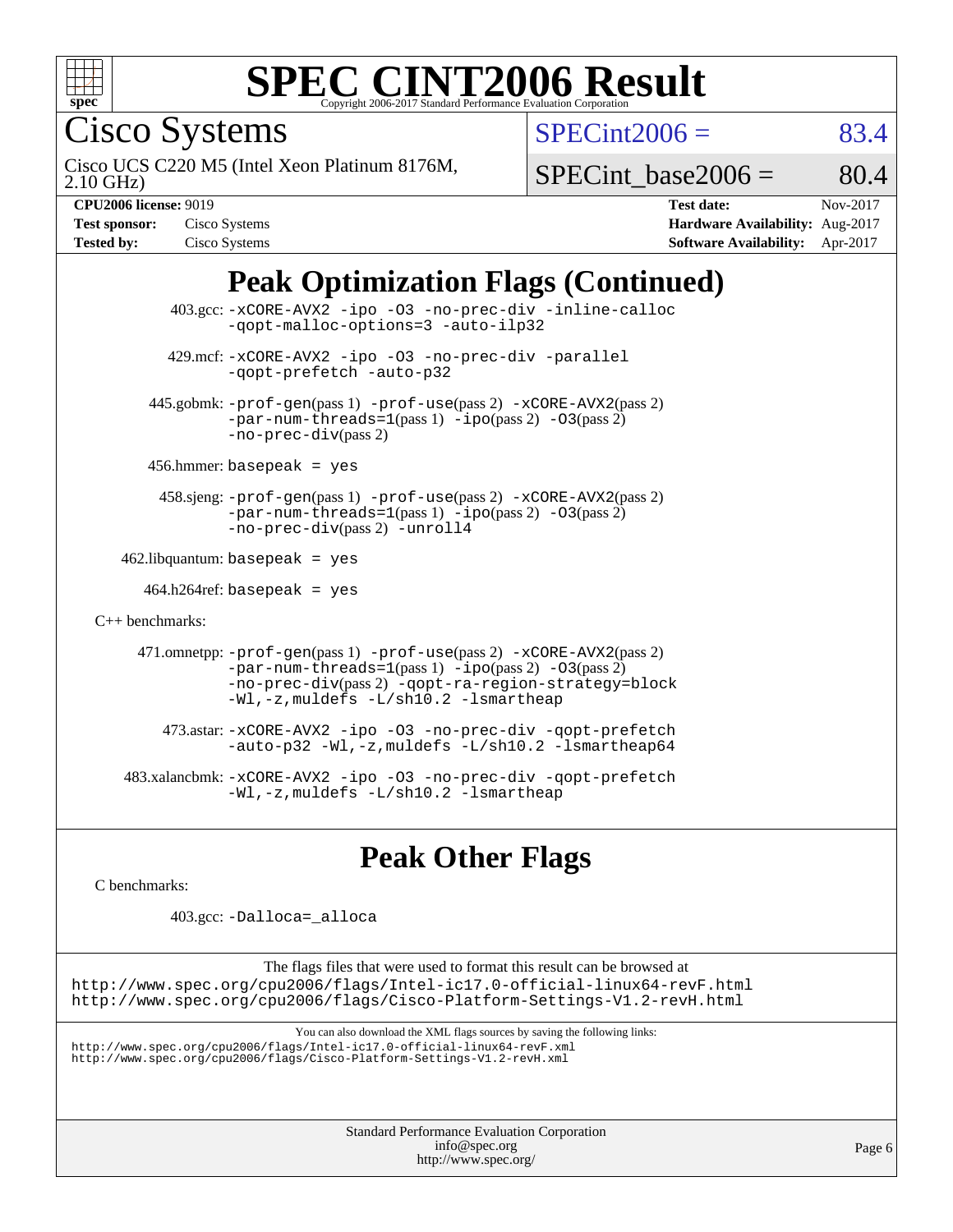# SPEC CINT2006 Result

Copyright 2006-2017 Standard Performance Evaluation Corporation

## Cisco Systems

Cisco UCS C220 M5 (Intel Xeon Platinum 8176M, 2.10 GHz)

SPECint2006 = 83.4

SPECint_base2006 = 80.4

| | | | |
|---|---|---|---|
| **CPU2006 license:** | 9019 | **Test date:** | Nov-2017 |
| **Test sponsor:** | Cisco Systems | **Hardware Availability:** | Aug-2017 |
| **Tested by:** | Cisco Systems | **Software Availability:** | Apr-2017 |

## Peak Optimization Flags (Continued)

403.gcc: `-xCORE-AVX2 -ipo -O3 -no-prec-div -inline-calloc -qopt-malloc-options=3 -auto-ilp32`

429.mcf: `-xCORE-AVX2 -ipo -O3 -no-prec-div -parallel -qopt-prefetch -auto-p32`

445.gobmk: `-prof-gen`(pass 1) `-prof-use`(pass 2) `-xCORE-AVX2`(pass 2) `-par-num-threads=1`(pass 1) `-ipo`(pass 2) `-O3`(pass 2) `-no-prec-div`(pass 2)

456.hmmer: `basepeak = yes`

458.sjeng: `-prof-gen`(pass 1) `-prof-use`(pass 2) `-xCORE-AVX2`(pass 2) `-par-num-threads=1`(pass 1) `-ipo`(pass 2) `-O3`(pass 2) `-no-prec-div`(pass 2) `-unroll4`

462.libquantum: `basepeak = yes`

464.h264ref: `basepeak = yes`

C++ benchmarks:

471.omnetpp: `-prof-gen`(pass 1) `-prof-use`(pass 2) `-xCORE-AVX2`(pass 2) `-par-num-threads=1`(pass 1) `-ipo`(pass 2) `-O3`(pass 2) `-no-prec-div`(pass 2) `-qopt-ra-region-strategy=block -Wl,-z,muldefs -L/sh10.2 -lsmartheap`

473.astar: `-xCORE-AVX2 -ipo -O3 -no-prec-div -qopt-prefetch -auto-p32 -Wl,-z,muldefs -L/sh10.2 -lsmartheap64`

483.xalancbmk: `-xCORE-AVX2 -ipo -O3 -no-prec-div -qopt-prefetch -Wl,-z,muldefs -L/sh10.2 -lsmartheap`

## Peak Other Flags

C benchmarks:

403.gcc: `-Dalloca=_alloca`

The flags files that were used to format this result can be browsed at
http://www.spec.org/cpu2006/flags/Intel-ic17.0-official-linux64-revF.html
http://www.spec.org/cpu2006/flags/Cisco-Platform-Settings-V1.2-revH.html

You can also download the XML flags sources by saving the following links:
http://www.spec.org/cpu2006/flags/Intel-ic17.0-official-linux64-revF.xml
http://www.spec.org/cpu2006/flags/Cisco-Platform-Settings-V1.2-revH.xml

Standard Performance Evaluation Corporation
info@spec.org
http://www.spec.org/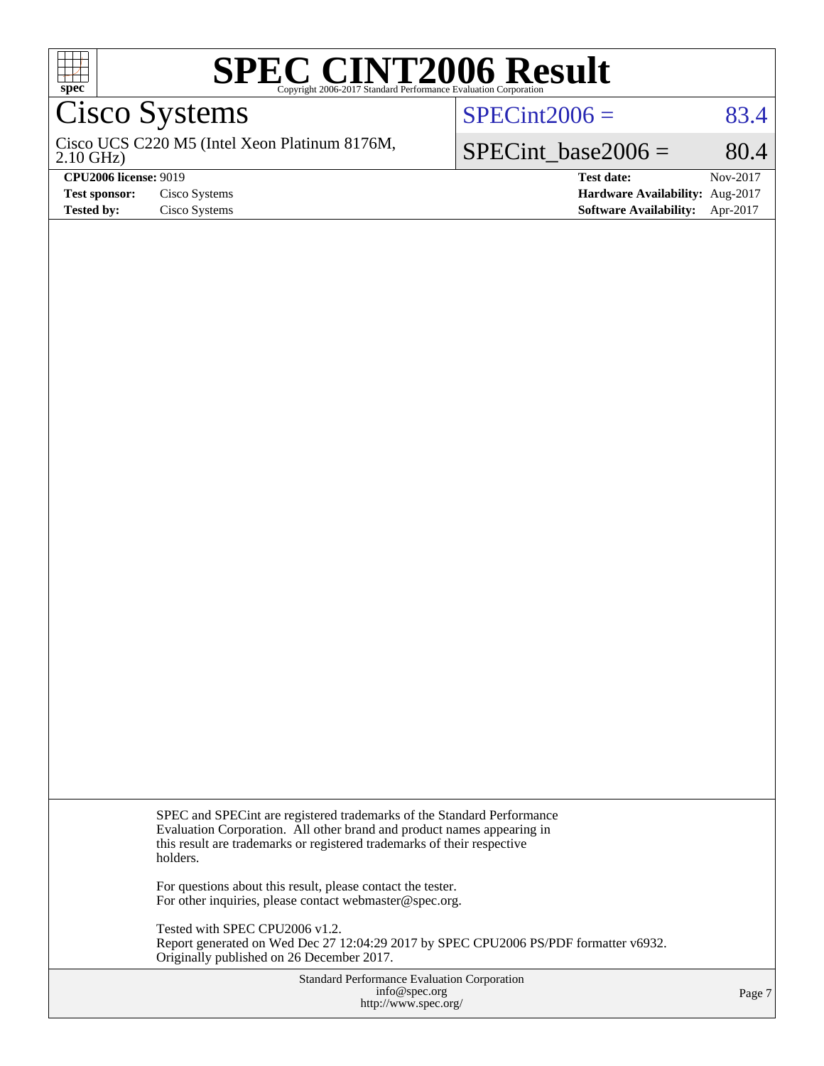SPEC and SPECint are registered trademarks of the Standard Performance Evaluation Corporation. All other brand and product names appearing in this result are trademarks or registered trademarks of their respective holders.

For questions about this result, please contact the tester.
For other inquiries, please contact webmaster@spec.org.

Tested with SPEC CPU2006 v1.2.
Report generated on Wed Dec 27 12:04:29 2017 by SPEC CPU2006 PS/PDF formatter v6932.
Originally published on 26 December 2017.